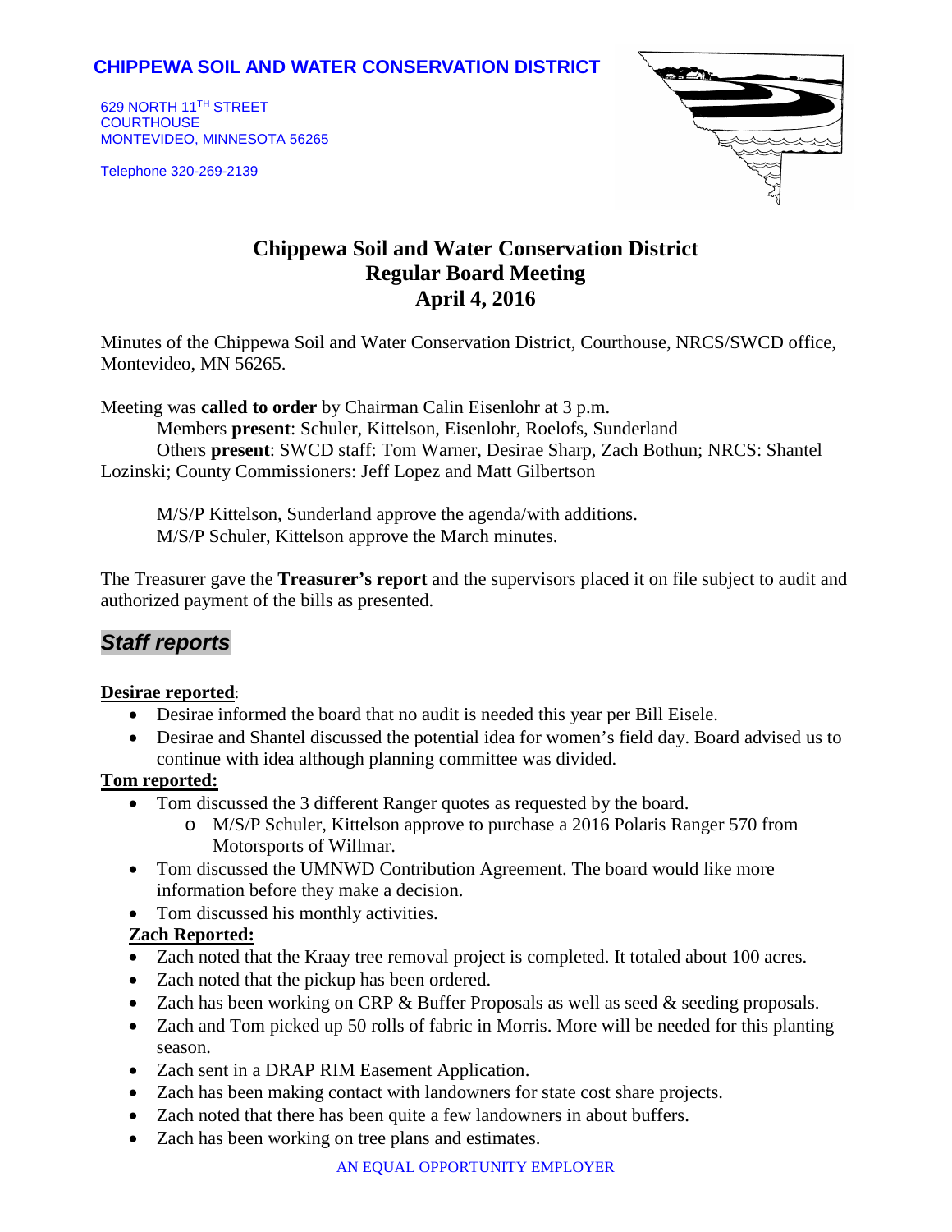**CHIPPEWA SOIL AND WATER CONSERVATION DISTRICT**

629 NORTH 11TH STREET
COURTHOUSE
MONTEVIDEO, MINNESOTA 56265

Telephone 320-269-2139

# Chippewa Soil and Water Conservation District
## Regular Board Meeting
## April 4, 2016

Minutes of the Chippewa Soil and Water Conservation District, Courthouse, NRCS/SWCD office, Montevideo, MN 56265.

Meeting was **called to order** by Chairman Calin Eisenlohr at 3 p.m.

Members **present**: Schuler, Kittelson, Eisenlohr, Roelofs, Sunderland

Others **present**: SWCD staff: Tom Warner, Desirae Sharp, Zach Bothun; NRCS: Shantel Lozinski; County Commissioners: Jeff Lopez and Matt Gilbertson

M/S/P Kittelson, Sunderland approve the agenda/with additions.

M/S/P Schuler, Kittelson approve the March minutes.

The Treasurer gave the **Treasurer's report** and the supervisors placed it on file subject to audit and authorized payment of the bills as presented.

## *Staff reports*

**Desirae reported**:

- Desirae informed the board that no audit is needed this year per Bill Eisele.
- Desirae and Shantel discussed the potential idea for women's field day. Board advised us to continue with idea although planning committee was divided.

**Tom reported:**

- Tom discussed the 3 different Ranger quotes as requested by the board.
  - M/S/P Schuler, Kittelson approve to purchase a 2016 Polaris Ranger 570 from Motorsports of Willmar.
- Tom discussed the UMNWD Contribution Agreement. The board would like more information before they make a decision.
- Tom discussed his monthly activities.

**Zach Reported:**

- Zach noted that the Kraay tree removal project is completed. It totaled about 100 acres.
- Zach noted that the pickup has been ordered.
- Zach has been working on CRP & Buffer Proposals as well as seed & seeding proposals.
- Zach and Tom picked up 50 rolls of fabric in Morris. More will be needed for this planting season.
- Zach sent in a DRAP RIM Easement Application.
- Zach has been making contact with landowners for state cost share projects.
- Zach noted that there has been quite a few landowners in about buffers.
- Zach has been working on tree plans and estimates.

AN EQUAL OPPORTUNITY EMPLOYER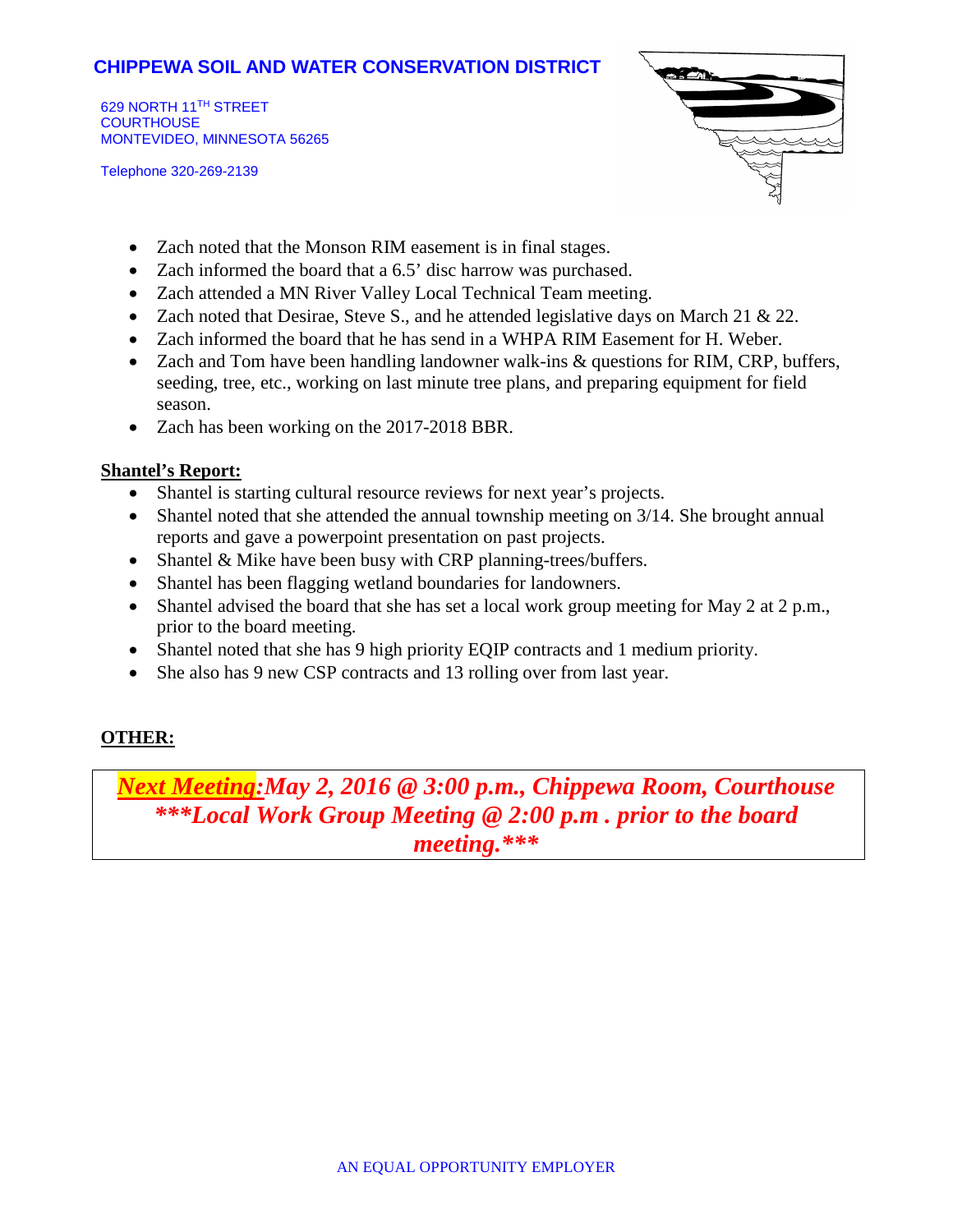- Zach noted that the Monson RIM easement is in final stages.
- Zach informed the board that a 6.5' disc harrow was purchased.
- Zach attended a MN River Valley Local Technical Team meeting.
- Zach noted that Desirae, Steve S., and he attended legislative days on March 21 & 22.
- Zach informed the board that he has send in a WHPA RIM Easement for H. Weber.
- Zach and Tom have been handling landowner walk-ins & questions for RIM, CRP, buffers, seeding, tree, etc., working on last minute tree plans, and preparing equipment for field season.
- Zach has been working on the 2017-2018 BBR.

**Shantel's Report:**

- Shantel is starting cultural resource reviews for next year's projects.
- Shantel noted that she attended the annual township meeting on 3/14. She brought annual reports and gave a powerpoint presentation on past projects.
- Shantel & Mike have been busy with CRP planning-trees/buffers.
- Shantel has been flagging wetland boundaries for landowners.
- Shantel advised the board that she has set a local work group meeting for May 2 at 2 p.m., prior to the board meeting.
- Shantel noted that she has 9 high priority EQIP contracts and 1 medium priority.
- She also has 9 new CSP contracts and 13 rolling over from last year.

**OTHER:**

***Next Meeting*:** ***May 2, 2016 @ 3:00 p.m., Chippewa Room, Courthouse***
****\*\*\*Local Work Group Meeting @ 2:00 p.m . prior to the board meeting.\*\*\****